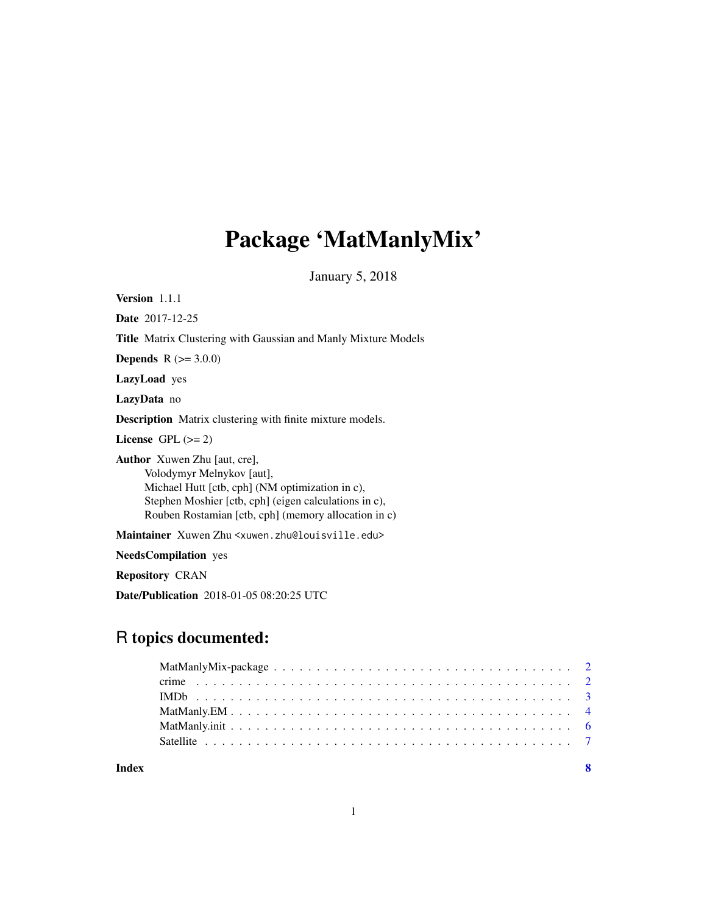# Package 'MatManlyMix'

January 5, 2018

**Version** 1.1.1

**Date** 2017-12-25

**Title** Matrix Clustering with Gaussian and Manly Mixture Models

**Depends** R (>= 3.0.0)

**LazyLoad** yes

**LazyData** no

**Description** Matrix clustering with finite mixture models.

**License** GPL (>= 2)

**Author** Xuwen Zhu [aut, cre],
Volodymyr Melnykov [aut],
Michael Hutt [ctb, cph] (NM optimization in c),
Stephen Moshier [ctb, cph] (eigen calculations in c),
Rouben Rostamian [ctb, cph] (memory allocation in c)

**Maintainer** Xuwen Zhu <xuwen.zhu@louisville.edu>

**NeedsCompilation** yes

**Repository** CRAN

**Date/Publication** 2018-01-05 08:20:25 UTC

## R topics documented:

- MatManlyMix-package . . . . . . . . . . . . . . . . . . . . . . . . . . . . . . . . . . . 2
- crime . . . . . . . . . . . . . . . . . . . . . . . . . . . . . . . . . . . . . . . . . . . . 2
- IMDb . . . . . . . . . . . . . . . . . . . . . . . . . . . . . . . . . . . . . . . . . . . . 3
- MatManly.EM . . . . . . . . . . . . . . . . . . . . . . . . . . . . . . . . . . . . . . . 4
- MatManly.init . . . . . . . . . . . . . . . . . . . . . . . . . . . . . . . . . . . . . . . 6
- Satellite . . . . . . . . . . . . . . . . . . . . . . . . . . . . . . . . . . . . . . . . . . 7

**Index** **8**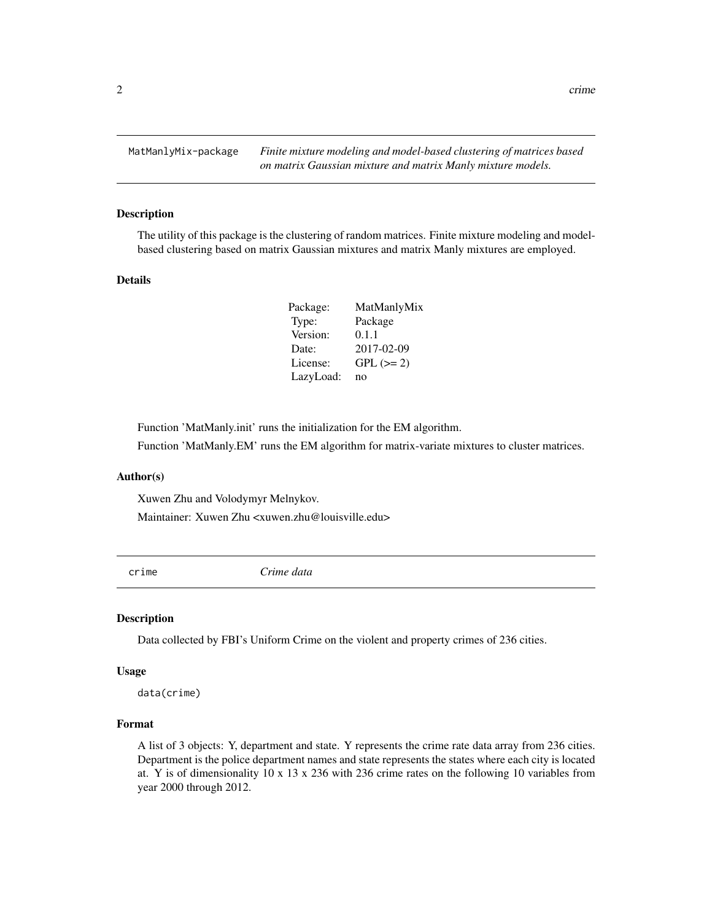## MatManlyMix-package

*Finite mixture modeling and model-based clustering of matrices based on matrix Gaussian mixture and matrix Manly mixture models.*

### Description

The utility of this package is the clustering of random matrices. Finite mixture modeling and model-based clustering based on matrix Gaussian mixtures and matrix Manly mixtures are employed.

### Details

| | |
|---|---|
| Package: | MatManlyMix |
| Type: | Package |
| Version: | 0.1.1 |
| Date: | 2017-02-09 |
| License: | GPL (>= 2) |
| LazyLoad: | no |

Function 'MatManly.init' runs the initialization for the EM algorithm.

Function 'MatManly.EM' runs the EM algorithm for matrix-variate mixtures to cluster matrices.

### Author(s)

Xuwen Zhu and Volodymyr Melnykov.

Maintainer: Xuwen Zhu <xuwen.zhu@louisville.edu>

## crime

*Crime data*

### Description

Data collected by FBI's Uniform Crime on the violent and property crimes of 236 cities.

### Usage

```
data(crime)
```

### Format

A list of 3 objects: Y, department and state. Y represents the crime rate data array from 236 cities. Department is the police department names and state represents the states where each city is located at. Y is of dimensionality 10 x 13 x 236 with 236 crime rates on the following 10 variables from year 2000 through 2012.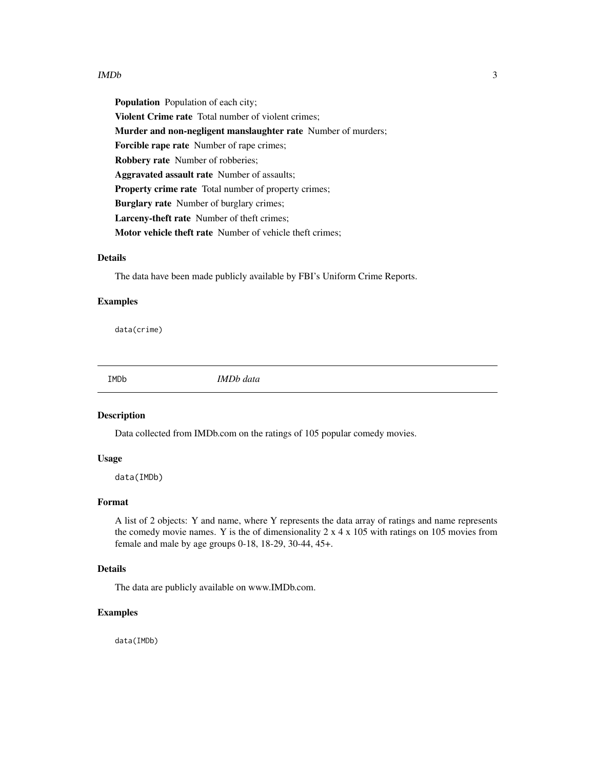**Population** Population of each city;

**Violent Crime rate** Total number of violent crimes;

**Murder and non-negligent manslaughter rate** Number of murders;

**Forcible rape rate** Number of rape crimes;

**Robbery rate** Number of robberies;

**Aggravated assault rate** Number of assaults;

**Property crime rate** Total number of property crimes;

**Burglary rate** Number of burglary crimes;

**Larceny-theft rate** Number of theft crimes;

**Motor vehicle theft rate** Number of vehicle theft crimes;

### Details

The data have been made publicly available by FBI's Uniform Crime Reports.

### Examples

```
data(crime)
```

---

## IMDb *IMDb data*

---

### Description

Data collected from IMDb.com on the ratings of 105 popular comedy movies.

### Usage

```
data(IMDb)
```

### Format

A list of 2 objects: Y and name, where Y represents the data array of ratings and name represents the comedy movie names. Y is the of dimensionality 2 x 4 x 105 with ratings on 105 movies from female and male by age groups 0-18, 18-29, 30-44, 45+.

### Details

The data are publicly available on www.IMDb.com.

### Examples

```
data(IMDb)
```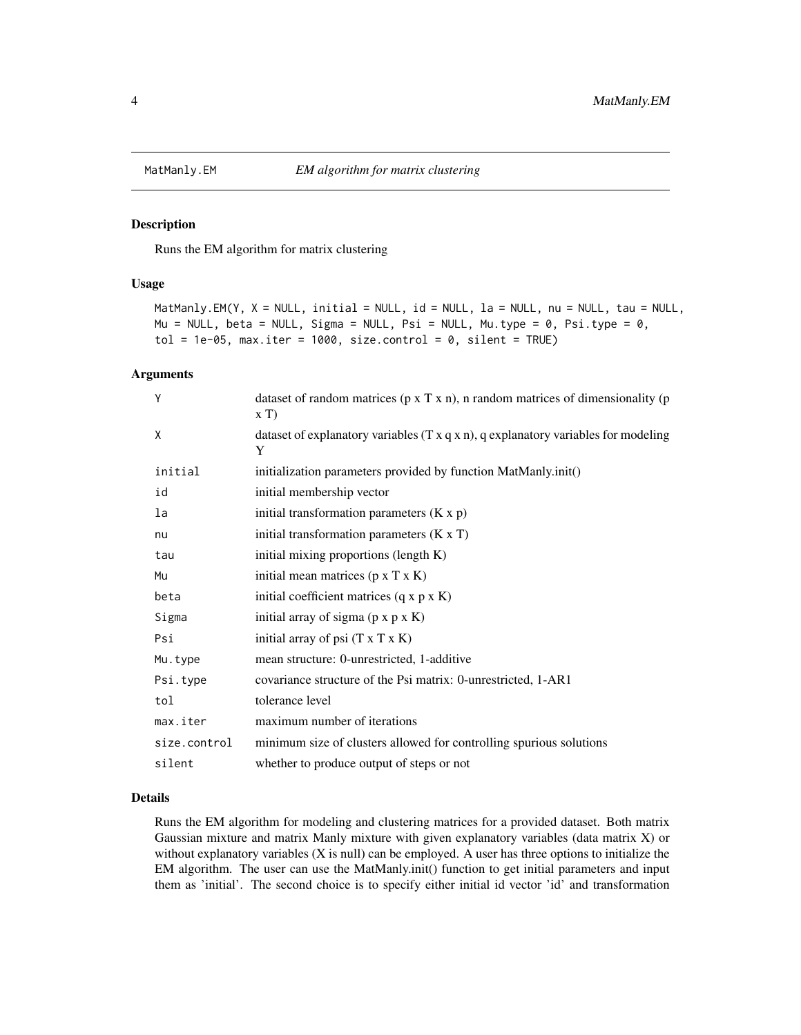MatManly.EM *EM algorithm for matrix clustering*

## Description

Runs the EM algorithm for matrix clustering

## Usage

```
MatManly.EM(Y, X = NULL, initial = NULL, id = NULL, la = NULL, nu = NULL, tau = NULL,
Mu = NULL, beta = NULL, Sigma = NULL, Psi = NULL, Mu.type = 0, Psi.type = 0,
tol = 1e-05, max.iter = 1000, size.control = 0, silent = TRUE)
```

## Arguments

| | |
|---|---|
| Y | dataset of random matrices (p x T x n), n random matrices of dimensionality (p x T) |
| X | dataset of explanatory variables (T x q x n), q explanatory variables for modeling Y |
| initial | initialization parameters provided by function MatManly.init() |
| id | initial membership vector |
| la | initial transformation parameters (K x p) |
| nu | initial transformation parameters (K x T) |
| tau | initial mixing proportions (length K) |
| Mu | initial mean matrices (p x T x K) |
| beta | initial coefficient matrices (q x p x K) |
| Sigma | initial array of sigma (p x p x K) |
| Psi | initial array of psi (T x T x K) |
| Mu.type | mean structure: 0-unrestricted, 1-additive |
| Psi.type | covariance structure of the Psi matrix: 0-unrestricted, 1-AR1 |
| tol | tolerance level |
| max.iter | maximum number of iterations |
| size.control | minimum size of clusters allowed for controlling spurious solutions |
| silent | whether to produce output of steps or not |

## Details

Runs the EM algorithm for modeling and clustering matrices for a provided dataset. Both matrix Gaussian mixture and matrix Manly mixture with given explanatory variables (data matrix X) or without explanatory variables (X is null) can be employed. A user has three options to initialize the EM algorithm. The user can use the MatManly.init() function to get initial parameters and input them as 'initial'. The second choice is to specify either initial id vector 'id' and transformation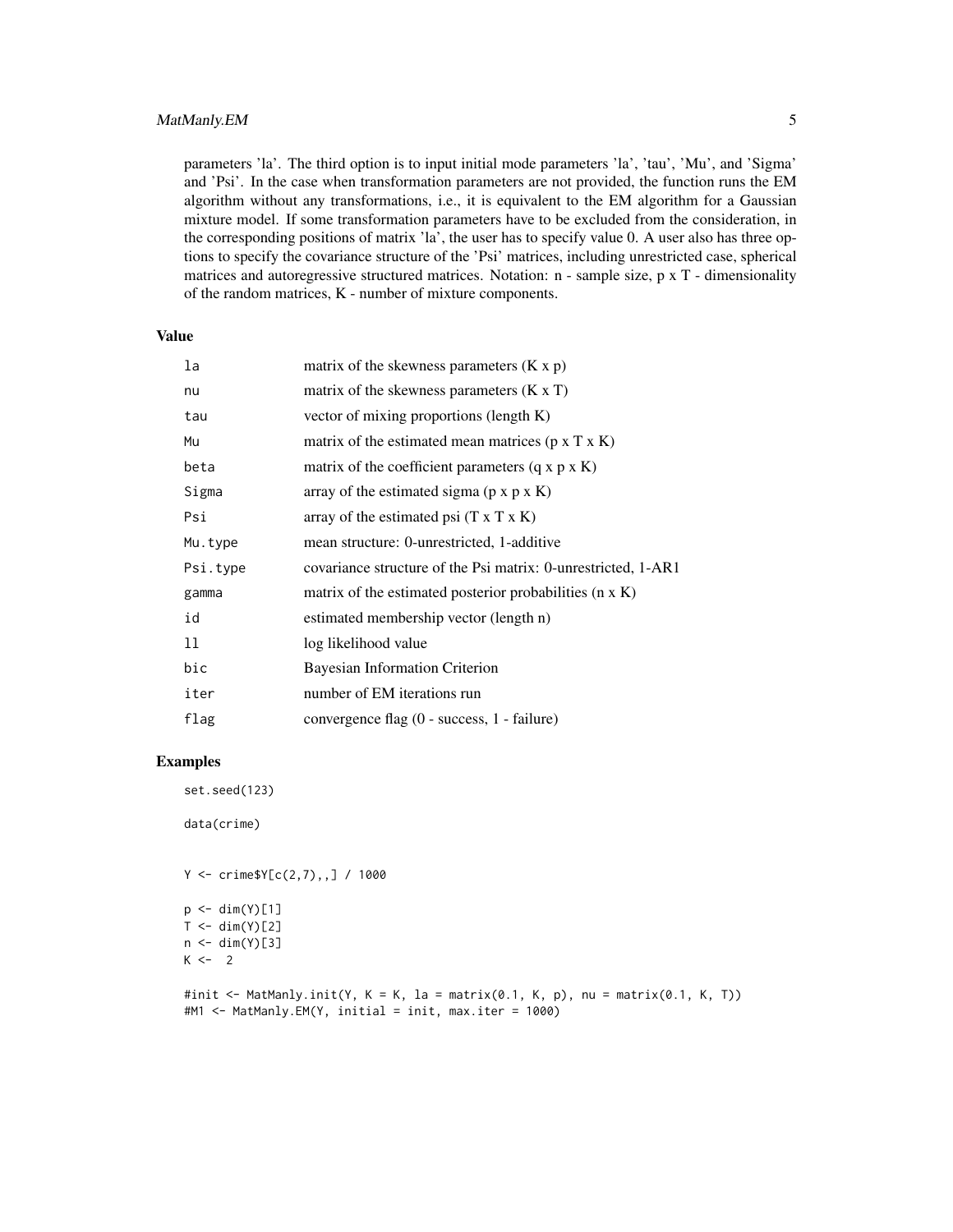parameters 'la'. The third option is to input initial mode parameters 'la', 'tau', 'Mu', and 'Sigma' and 'Psi'. In the case when transformation parameters are not provided, the function runs the EM algorithm without any transformations, i.e., it is equivalent to the EM algorithm for a Gaussian mixture model. If some transformation parameters have to be excluded from the consideration, in the corresponding positions of matrix 'la', the user has to specify value 0. A user also has three options to specify the covariance structure of the 'Psi' matrices, including unrestricted case, spherical matrices and autoregressive structured matrices. Notation: n - sample size, p x T - dimensionality of the random matrices, K - number of mixture components.

## Value

| | |
|---|---|
| `la` | matrix of the skewness parameters (K x p) |
| `nu` | matrix of the skewness parameters (K x T) |
| `tau` | vector of mixing proportions (length K) |
| `Mu` | matrix of the estimated mean matrices (p x T x K) |
| `beta` | matrix of the coefficient parameters (q x p x K) |
| `Sigma` | array of the estimated sigma (p x p x K) |
| `Psi` | array of the estimated psi (T x T x K) |
| `Mu.type` | mean structure: 0-unrestricted, 1-additive |
| `Psi.type` | covariance structure of the Psi matrix: 0-unrestricted, 1-AR1 |
| `gamma` | matrix of the estimated posterior probabilities (n x K) |
| `id` | estimated membership vector (length n) |
| `ll` | log likelihood value |
| `bic` | Bayesian Information Criterion |
| `iter` | number of EM iterations run |
| `flag` | convergence flag (0 - success, 1 - failure) |

## Examples

```
set.seed(123)

data(crime)


Y <- crime$Y[c(2,7),,] / 1000

p <- dim(Y)[1]
T <- dim(Y)[2]
n <- dim(Y)[3]
K <-  2

#init <- MatManly.init(Y, K = K, la = matrix(0.1, K, p), nu = matrix(0.1, K, T))
#M1 <- MatManly.EM(Y, initial = init, max.iter = 1000)
```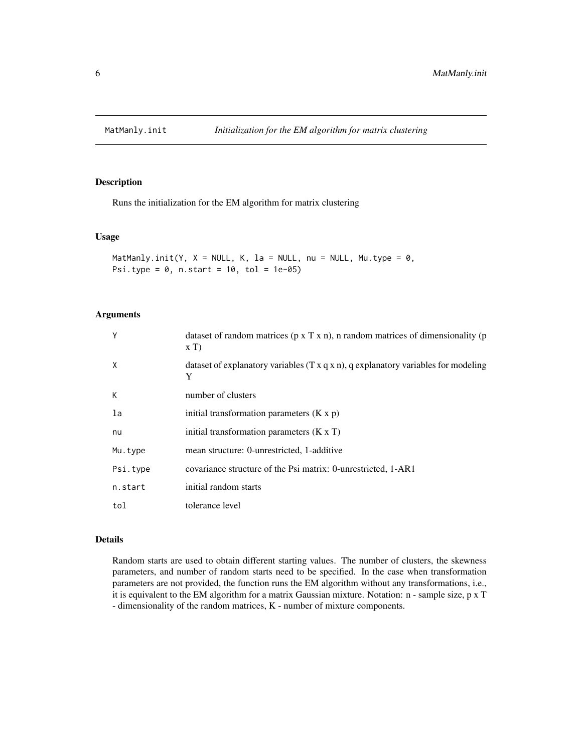# MatManly.init — *Initialization for the EM algorithm for matrix clustering*

## Description

Runs the initialization for the EM algorithm for matrix clustering

## Usage

```
MatManly.init(Y, X = NULL, K, la = NULL, nu = NULL, Mu.type = 0,
Psi.type = 0, n.start = 10, tol = 1e-05)
```

## Arguments

| | |
|---|---|
| Y | dataset of random matrices (p x T x n), n random matrices of dimensionality (p x T) |
| X | dataset of explanatory variables (T x q x n), q explanatory variables for modeling Y |
| K | number of clusters |
| la | initial transformation parameters (K x p) |
| nu | initial transformation parameters (K x T) |
| Mu.type | mean structure: 0-unrestricted, 1-additive |
| Psi.type | covariance structure of the Psi matrix: 0-unrestricted, 1-AR1 |
| n.start | initial random starts |
| tol | tolerance level |

## Details

Random starts are used to obtain different starting values. The number of clusters, the skewness parameters, and number of random starts need to be specified. In the case when transformation parameters are not provided, the function runs the EM algorithm without any transformations, i.e., it is equivalent to the EM algorithm for a matrix Gaussian mixture. Notation: n - sample size, p x T - dimensionality of the random matrices, K - number of mixture components.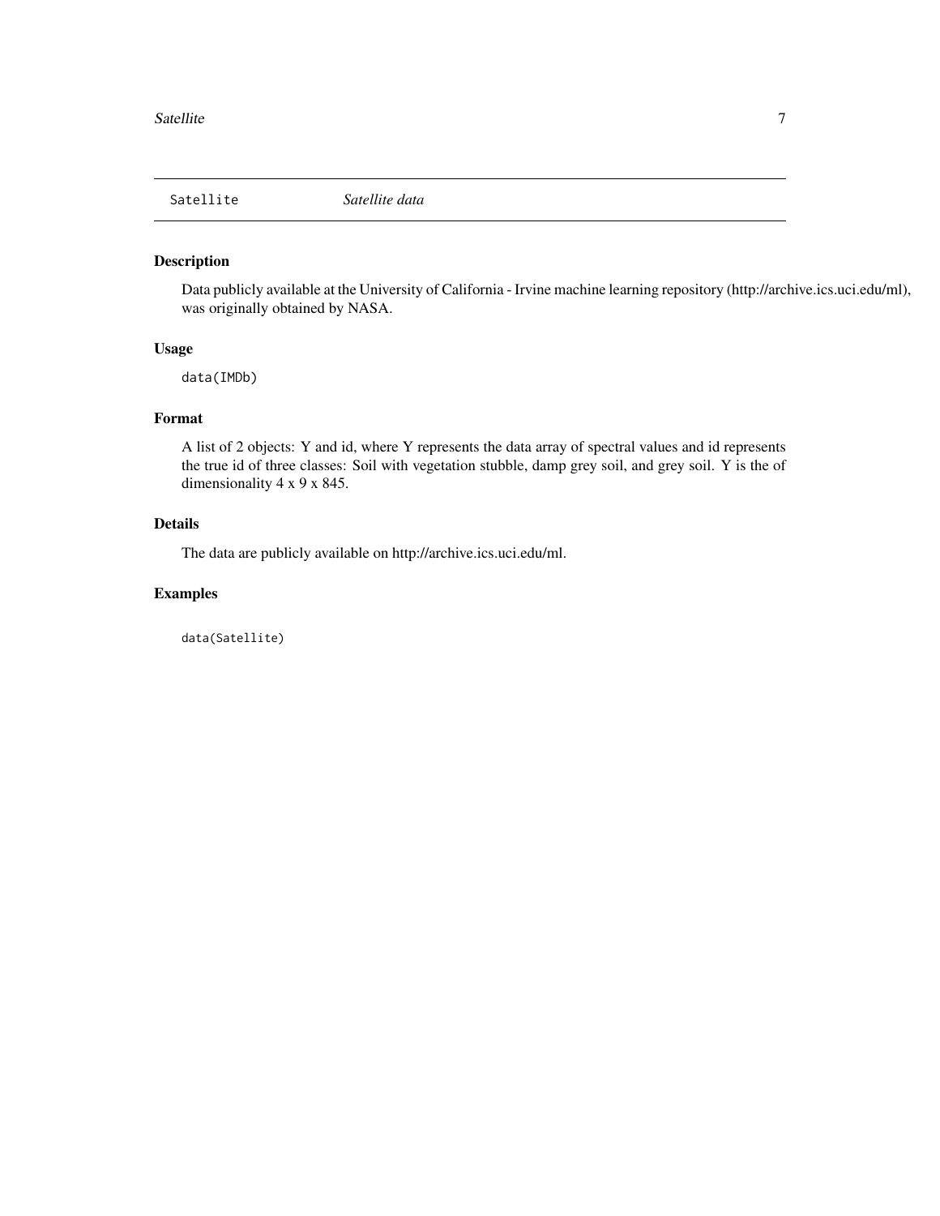Satellite *Satellite data*

## Description

Data publicly available at the University of California - Irvine machine learning repository (http://archive.ics.uci.edu/ml), was originally obtained by NASA.

## Usage

```
data(IMDb)
```

## Format

A list of 2 objects: Y and id, where Y represents the data array of spectral values and id represents the true id of three classes: Soil with vegetation stubble, damp grey soil, and grey soil. Y is the of dimensionality 4 x 9 x 845.

## Details

The data are publicly available on http://archive.ics.uci.edu/ml.

## Examples

```
data(Satellite)
```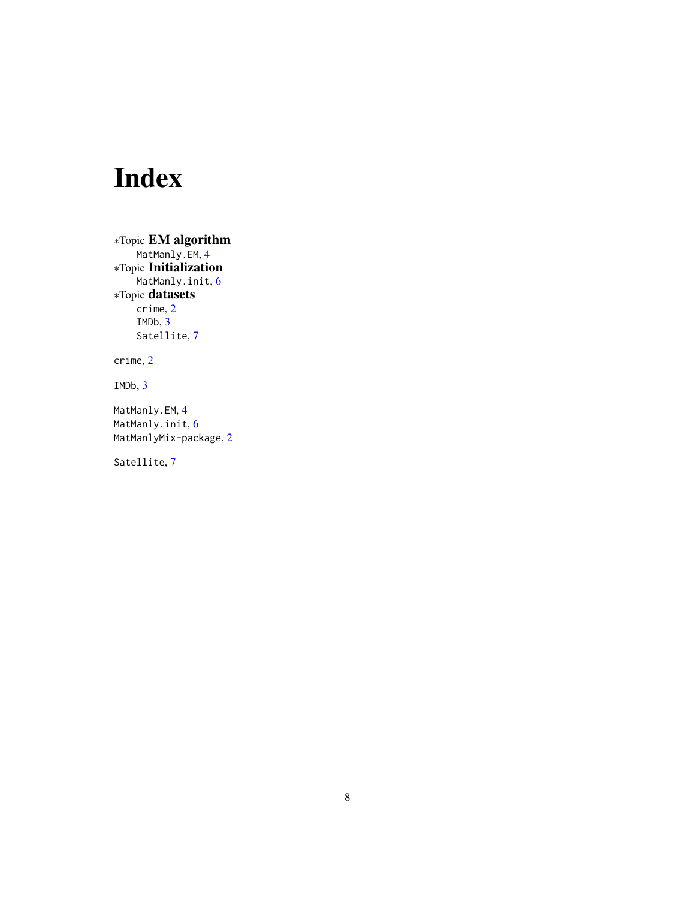# Index

*Topic **EM algorithm**
- MatManly.EM, 4

*Topic **Initialization**
- MatManly.init, 6

*Topic **datasets**
- crime, 2
- IMDb, 3
- Satellite, 7

crime, 2

IMDb, 3

MatManly.EM, 4
MatManly.init, 6
MatManlyMix-package, 2

Satellite, 7